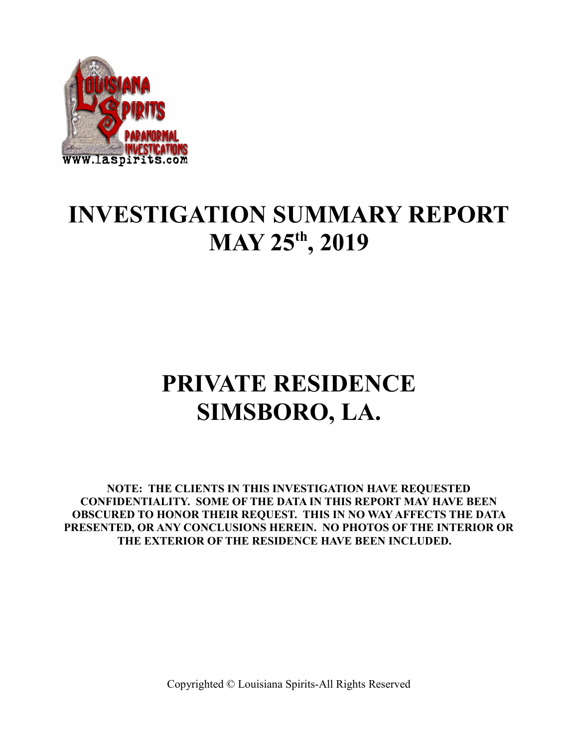# INVESTIGATION SUMMARY REPORT
# MAY 25th, 2019

# PRIVATE RESIDENCE
# SIMSBORO, LA.

**NOTE: THE CLIENTS IN THIS INVESTIGATION HAVE REQUESTED CONFIDENTIALITY. SOME OF THE DATA IN THIS REPORT MAY HAVE BEEN OBSCURED TO HONOR THEIR REQUEST. THIS IN NO WAY AFFECTS THE DATA PRESENTED, OR ANY CONCLUSIONS HEREIN. NO PHOTOS OF THE INTERIOR OR THE EXTERIOR OF THE RESIDENCE HAVE BEEN INCLUDED.**

Copyrighted © Louisiana Spirits-All Rights Reserved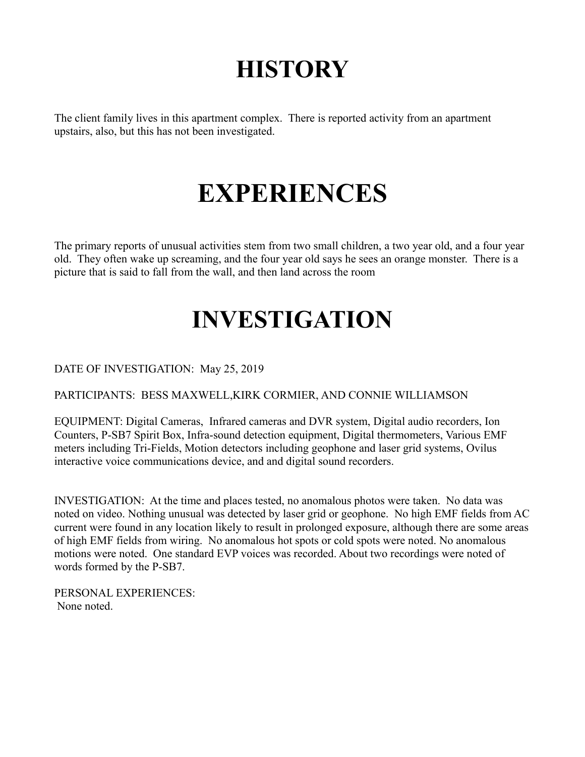# HISTORY

The client family lives in this apartment complex. There is reported activity from an apartment upstairs, also, but this has not been investigated.

# EXPERIENCES

The primary reports of unusual activities stem from two small children, a two year old, and a four year old. They often wake up screaming, and the four year old says he sees an orange monster. There is a picture that is said to fall from the wall, and then land across the room

# INVESTIGATION

DATE OF INVESTIGATION: May 25, 2019

PARTICIPANTS: BESS MAXWELL,KIRK CORMIER, AND CONNIE WILLIAMSON

EQUIPMENT: Digital Cameras, Infrared cameras and DVR system, Digital audio recorders, Ion Counters, P-SB7 Spirit Box, Infra-sound detection equipment, Digital thermometers, Various EMF meters including Tri-Fields, Motion detectors including geophone and laser grid systems, Ovilus interactive voice communications device, and and digital sound recorders.

INVESTIGATION: At the time and places tested, no anomalous photos were taken. No data was noted on video. Nothing unusual was detected by laser grid or geophone. No high EMF fields from AC current were found in any location likely to result in prolonged exposure, although there are some areas of high EMF fields from wiring. No anomalous hot spots or cold spots were noted. No anomalous motions were noted. One standard EVP voices was recorded. About two recordings were noted of words formed by the P-SB7.

PERSONAL EXPERIENCES:
None noted.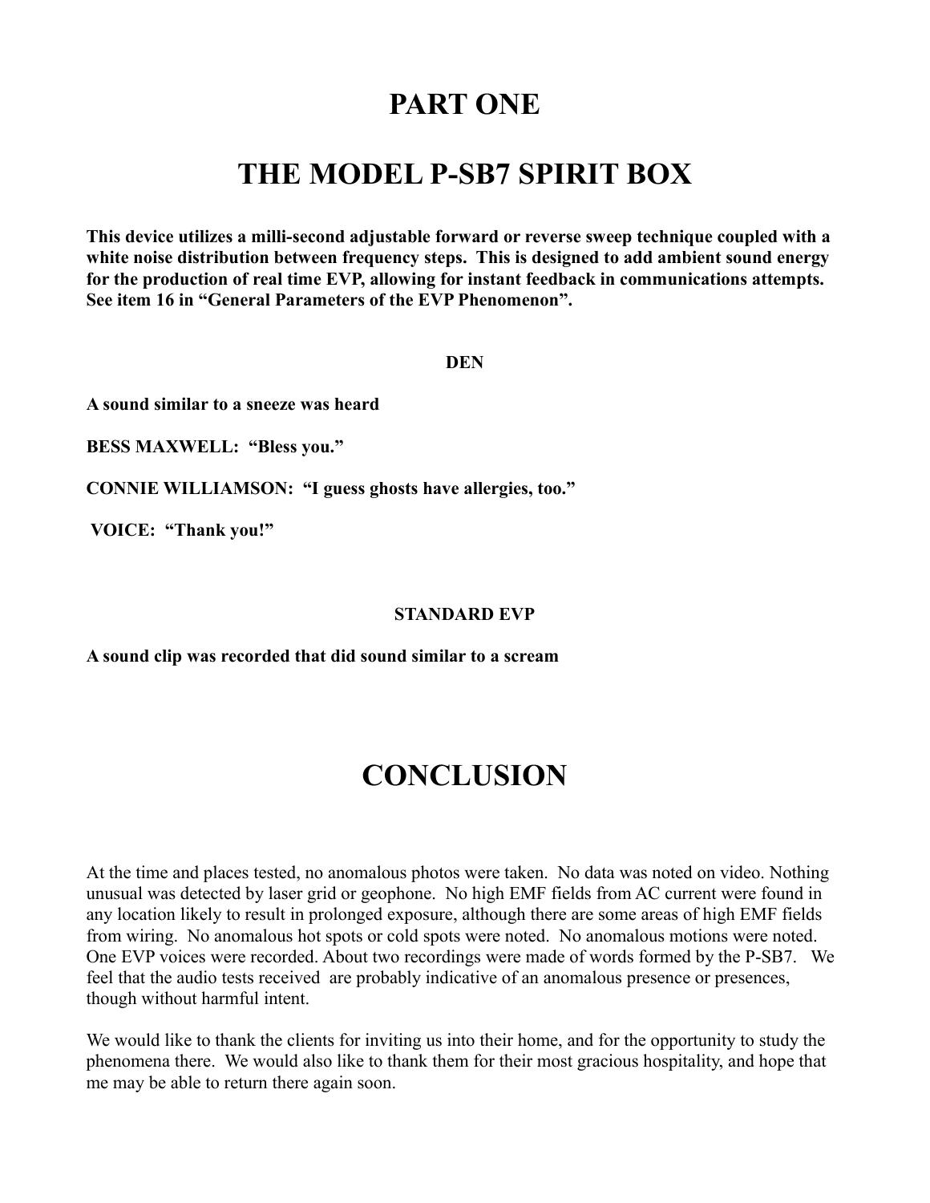# PART ONE

# THE MODEL P-SB7 SPIRIT BOX

**This device utilizes a milli-second adjustable forward or reverse sweep technique coupled with a white noise distribution between frequency steps. This is designed to add ambient sound energy for the production of real time EVP, allowing for instant feedback in communications attempts. See item 16 in "General Parameters of the EVP Phenomenon".**

**DEN**

**A sound similar to a sneeze was heard**

**BESS MAXWELL: "Bless you."**

**CONNIE WILLIAMSON: "I guess ghosts have allergies, too."**

**VOICE: "Thank you!"**

**STANDARD EVP**

**A sound clip was recorded that did sound similar to a scream**

# CONCLUSION

At the time and places tested, no anomalous photos were taken. No data was noted on video. Nothing unusual was detected by laser grid or geophone. No high EMF fields from AC current were found in any location likely to result in prolonged exposure, although there are some areas of high EMF fields from wiring. No anomalous hot spots or cold spots were noted. No anomalous motions were noted. One EVP voices were recorded. About two recordings were made of words formed by the P-SB7. We feel that the audio tests received are probably indicative of an anomalous presence or presences, though without harmful intent.

We would like to thank the clients for inviting us into their home, and for the opportunity to study the phenomena there. We would also like to thank them for their most gracious hospitality, and hope that me may be able to return there again soon.